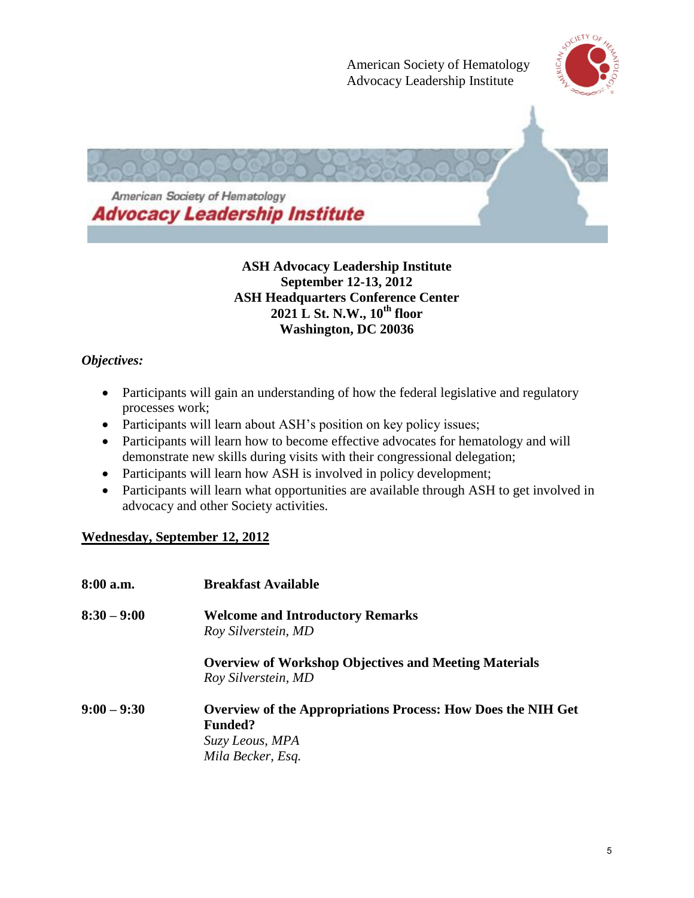American Society of Hematology
Advocacy Leadership Institute

American Society of Hematology
**Advocacy Leadership Institute**

**ASH Advocacy Leadership Institute**
**September 12-13, 2012**
**ASH Headquarters Conference Center**
**2021 L St. N.W., 10th floor**
**Washington, DC 20036**

***Objectives:***

- Participants will gain an understanding of how the federal legislative and regulatory processes work;
- Participants will learn about ASH's position on key policy issues;
- Participants will learn how to become effective advocates for hematology and will demonstrate new skills during visits with their congressional delegation;
- Participants will learn how ASH is involved in policy development;
- Participants will learn what opportunities are available through ASH to get involved in advocacy and other Society activities.

## Wednesday, September 12, 2012

| | |
|---|---|
| **8:00 a.m.** | **Breakfast Available** |
| **8:30 – 9:00** | **Welcome and Introductory Remarks**<br>*Roy Silverstein, MD* |
| | **Overview of Workshop Objectives and Meeting Materials**<br>*Roy Silverstein, MD* |
| **9:00 – 9:30** | **Overview of the Appropriations Process: How Does the NIH Get Funded?**<br>*Suzy Leous, MPA*<br>*Mila Becker, Esq.* |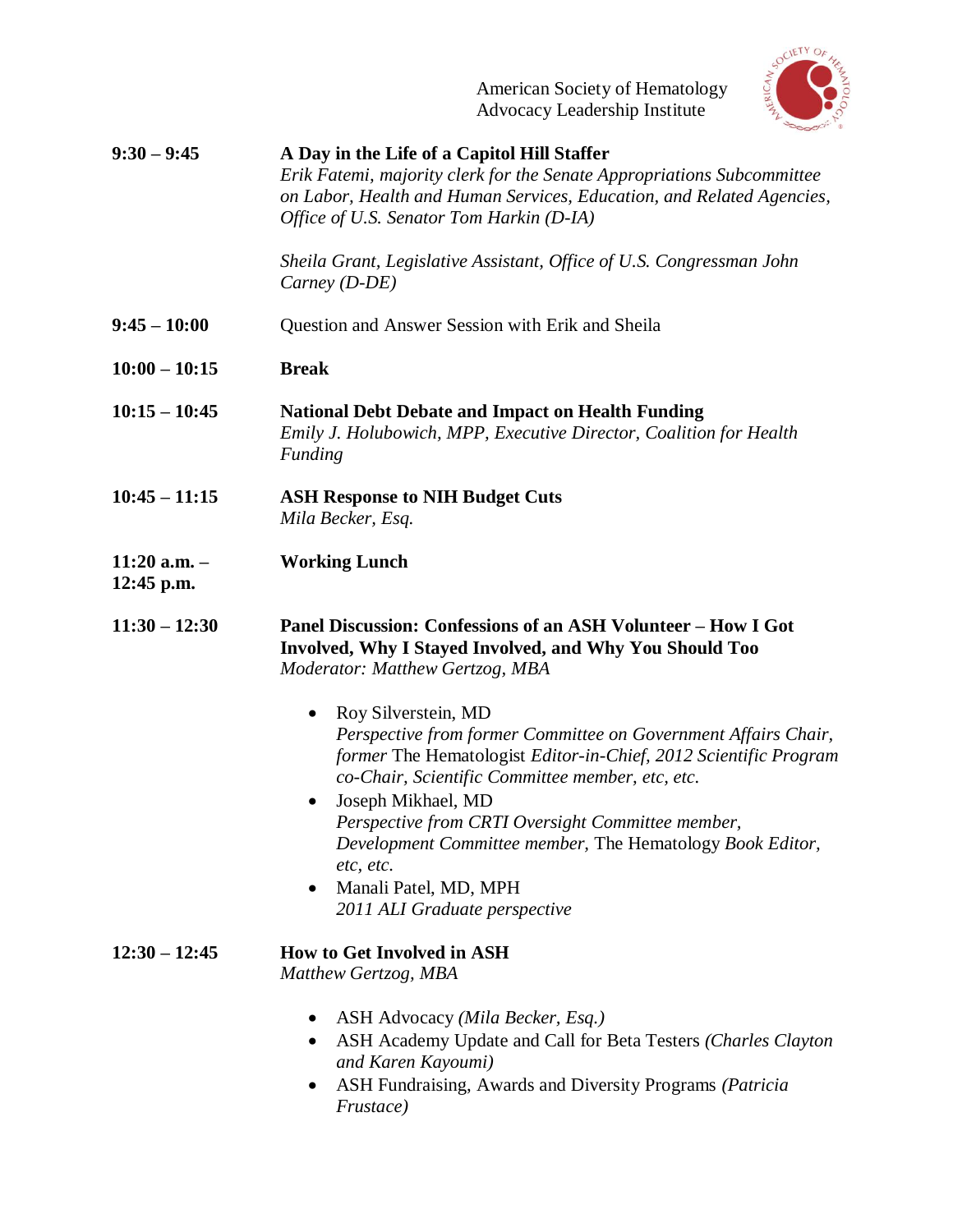American Society of Hematology
Advocacy Leadership Institute

**9:30 – 9:45** **A Day in the Life of a Capitol Hill Staffer**
*Erik Fatemi, majority clerk for the Senate Appropriations Subcommittee on Labor, Health and Human Services, Education, and Related Agencies, Office of U.S. Senator Tom Harkin (D-IA)*

*Sheila Grant, Legislative Assistant, Office of U.S. Congressman John Carney (D-DE)*

**9:45 – 10:00** Question and Answer Session with Erik and Sheila

**10:00 – 10:15** **Break**

**10:15 – 10:45** **National Debt Debate and Impact on Health Funding**
*Emily J. Holubowich, MPP, Executive Director, Coalition for Health Funding*

**10:45 – 11:15** **ASH Response to NIH Budget Cuts**
*Mila Becker, Esq.*

**11:20 a.m. – 12:45 p.m.** **Working Lunch**

**11:30 – 12:30** **Panel Discussion: Confessions of an ASH Volunteer – How I Got Involved, Why I Stayed Involved, and Why You Should Too**
*Moderator: Matthew Gertzog, MBA*

- Roy Silverstein, MD
  *Perspective from former Committee on Government Affairs Chair, former* The Hematologist *Editor-in-Chief, 2012 Scientific Program co-Chair, Scientific Committee member, etc, etc.*
- Joseph Mikhael, MD
  *Perspective from CRTI Oversight Committee member, Development Committee member,* The Hematology *Book Editor, etc, etc.*
- Manali Patel, MD, MPH
  *2011 ALI Graduate perspective*

**12:30 – 12:45** **How to Get Involved in ASH**
*Matthew Gertzog, MBA*

- ASH Advocacy *(Mila Becker, Esq.)*
- ASH Academy Update and Call for Beta Testers *(Charles Clayton and Karen Kayoumi)*
- ASH Fundraising, Awards and Diversity Programs *(Patricia Frustace)*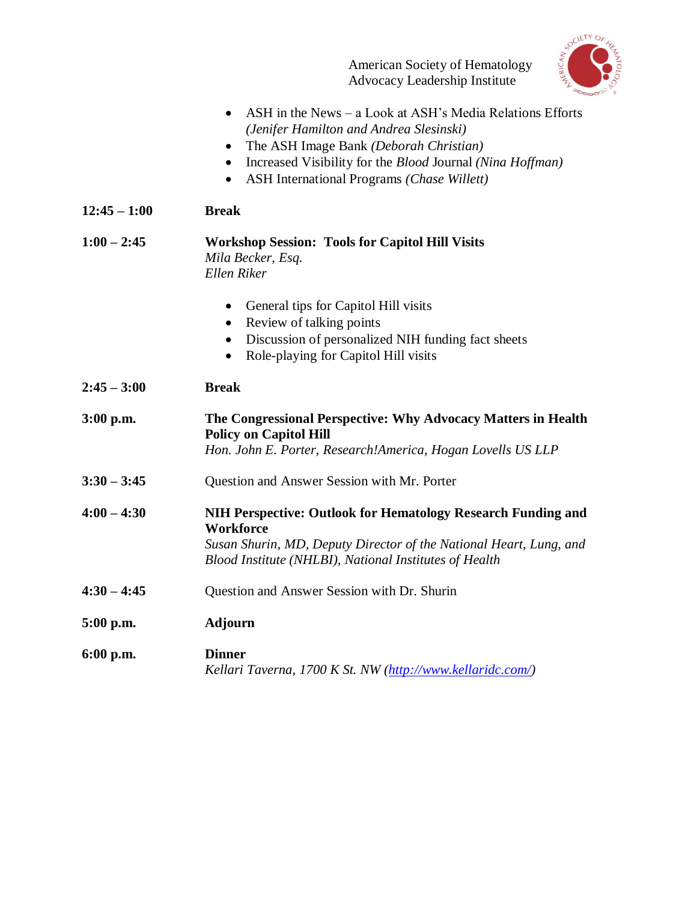- ASH in the News – a Look at ASH's Media Relations Efforts *(Jenifer Hamilton and Andrea Slesinski)*
- The ASH Image Bank *(Deborah Christian)*
- Increased Visibility for the *Blood* Journal *(Nina Hoffman)*
- ASH International Programs *(Chase Willett)*

**12:45 – 1:00** **Break**

**1:00 – 2:45** **Workshop Session: Tools for Capitol Hill Visits**
*Mila Becker, Esq.*
*Ellen Riker*

- General tips for Capitol Hill visits
- Review of talking points
- Discussion of personalized NIH funding fact sheets
- Role-playing for Capitol Hill visits

**2:45 – 3:00** **Break**

**3:00 p.m.** **The Congressional Perspective: Why Advocacy Matters in Health Policy on Capitol Hill**
*Hon. John E. Porter, Research!America, Hogan Lovells US LLP*

**3:30 – 3:45** Question and Answer Session with Mr. Porter

**4:00 – 4:30** **NIH Perspective: Outlook for Hematology Research Funding and Workforce**
*Susan Shurin, MD, Deputy Director of the National Heart, Lung, and Blood Institute (NHLBI), National Institutes of Health*

**4:30 – 4:45** Question and Answer Session with Dr. Shurin

**5:00 p.m.** **Adjourn**

**6:00 p.m.** **Dinner**
*Kellari Taverna, 1700 K St. NW (http://www.kellaridc.com/)*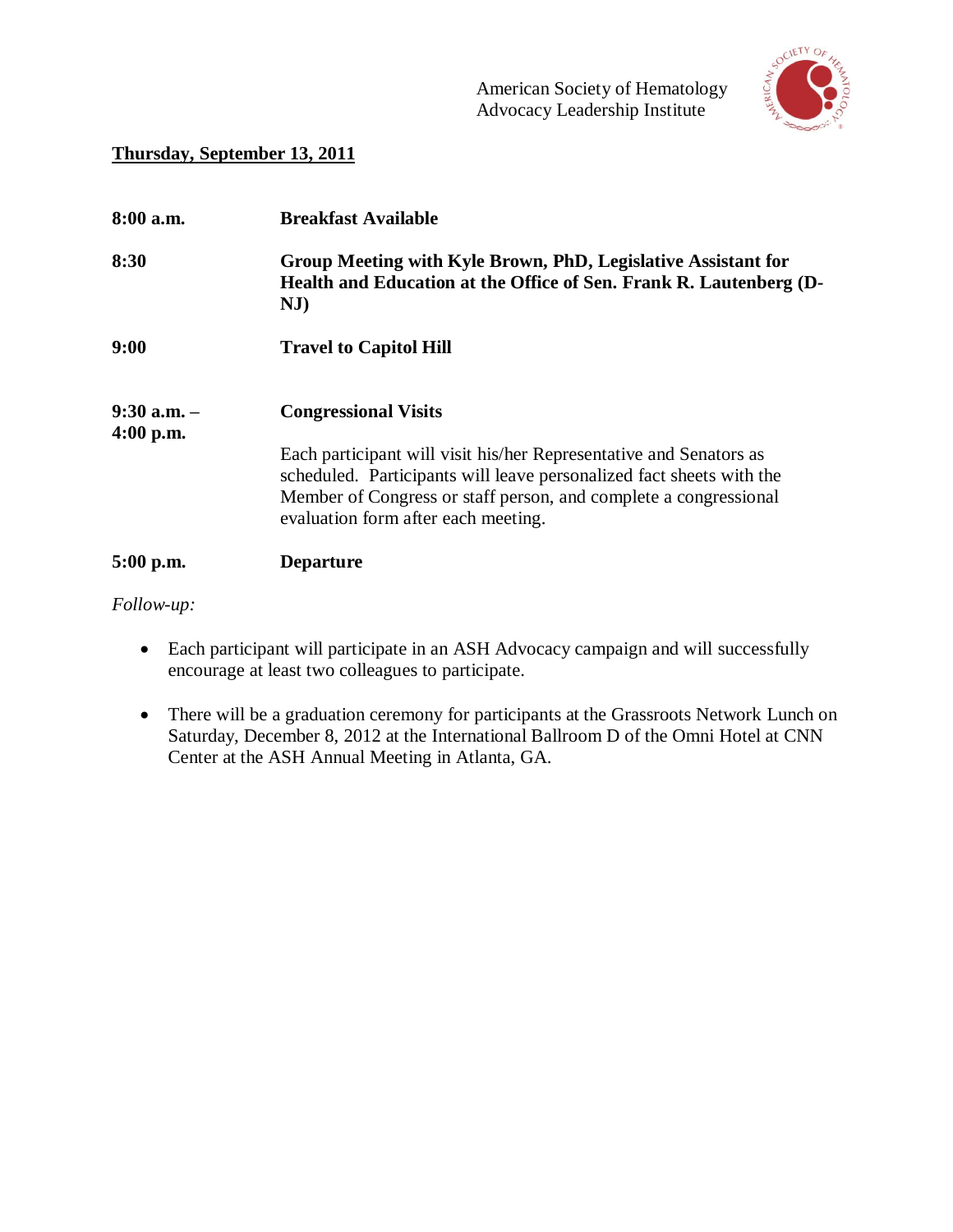American Society of Hematology
Advocacy Leadership Institute

**Thursday, September 13, 2011**

| | |
|---|---|
| **8:00 a.m.** | **Breakfast Available** |
| **8:30** | **Group Meeting with Kyle Brown, PhD, Legislative Assistant for Health and Education at the Office of Sen. Frank R. Lautenberg (D-NJ)** |
| **9:00** | **Travel to Capitol Hill** |
| **9:30 a.m. – 4:00 p.m.** | **Congressional Visits**<br><br>Each participant will visit his/her Representative and Senators as scheduled. Participants will leave personalized fact sheets with the Member of Congress or staff person, and complete a congressional evaluation form after each meeting. |
| **5:00 p.m.** | **Departure** |

*Follow-up:*

- Each participant will participate in an ASH Advocacy campaign and will successfully encourage at least two colleagues to participate.
- There will be a graduation ceremony for participants at the Grassroots Network Lunch on Saturday, December 8, 2012 at the International Ballroom D of the Omni Hotel at CNN Center at the ASH Annual Meeting in Atlanta, GA.